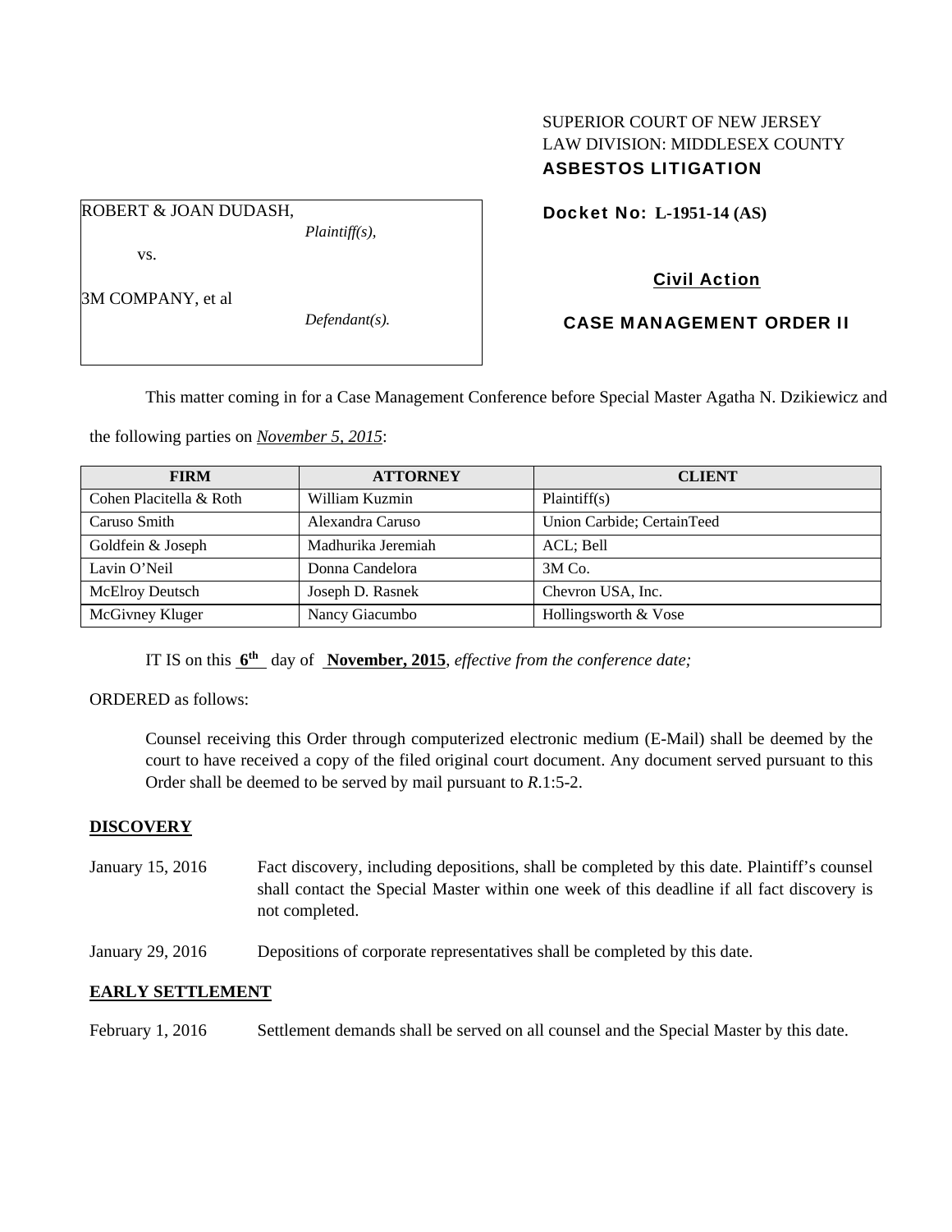SUPERIOR COURT OF NEW JERSEY
LAW DIVISION: MIDDLESEX COUNTY
**ASBESTOS LITIGATION**

ROBERT & JOAN DUDASH,
*Plaintiff(s),*

vs.

3M COMPANY, et al
*Defendant(s).*

**Docket No: L-1951-14 (AS)**

**Civil Action**

**CASE MANAGEMENT ORDER II**

This matter coming in for a Case Management Conference before Special Master Agatha N. Dzikiewicz and the following parties on *November 5, 2015*:

| FIRM | ATTORNEY | CLIENT |
|---|---|---|
| Cohen Placitella & Roth | William Kuzmin | Plaintiff(s) |
| Caruso Smith | Alexandra Caruso | Union Carbide; CertainTeed |
| Goldfein & Joseph | Madhurika Jeremiah | ACL; Bell |
| Lavin O'Neil | Donna Candelora | 3M Co. |
| McElroy Deutsch | Joseph D. Rasnek | Chevron USA, Inc. |
| McGivney Kluger | Nancy Giacumbo | Hollingsworth & Vose |

IT IS on this **6th** day of **November, 2015**, *effective from the conference date;*

ORDERED as follows:

Counsel receiving this Order through computerized electronic medium (E-Mail) shall be deemed by the court to have received a copy of the filed original court document. Any document served pursuant to this Order shall be deemed to be served by mail pursuant to *R*.1:5-2.

**DISCOVERY**

January 15, 2016 — Fact discovery, including depositions, shall be completed by this date. Plaintiff's counsel shall contact the Special Master within one week of this deadline if all fact discovery is not completed.

January 29, 2016 — Depositions of corporate representatives shall be completed by this date.

**EARLY SETTLEMENT**

February 1, 2016 — Settlement demands shall be served on all counsel and the Special Master by this date.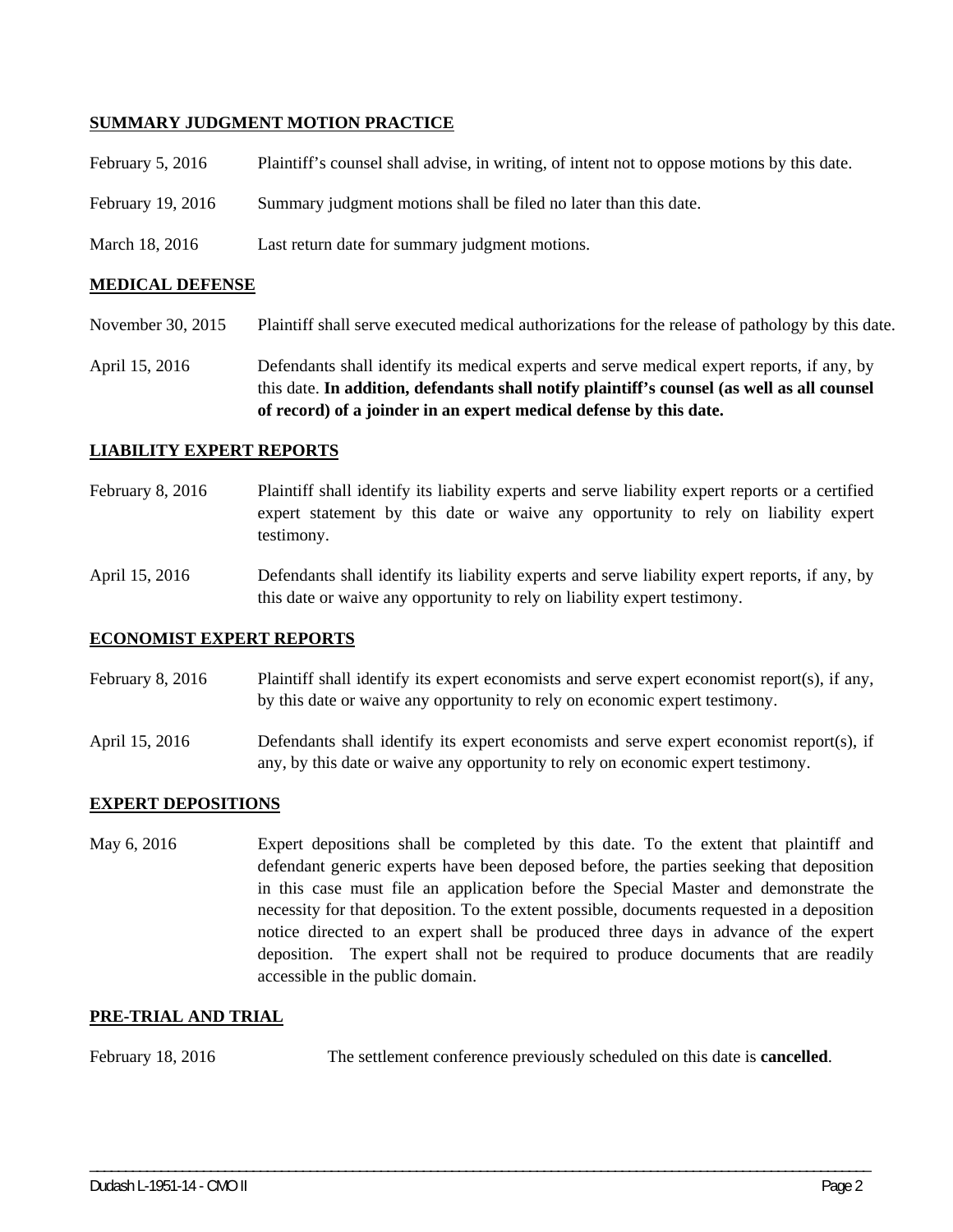**SUMMARY JUDGMENT MOTION PRACTICE**

February 5, 2016 Plaintiff's counsel shall advise, in writing, of intent not to oppose motions by this date.

February 19, 2016 Summary judgment motions shall be filed no later than this date.

March 18, 2016 Last return date for summary judgment motions.

**MEDICAL DEFENSE**

November 30, 2015 Plaintiff shall serve executed medical authorizations for the release of pathology by this date.

April 15, 2016 Defendants shall identify its medical experts and serve medical expert reports, if any, by this date. **In addition, defendants shall notify plaintiff's counsel (as well as all counsel of record) of a joinder in an expert medical defense by this date.**

**LIABILITY EXPERT REPORTS**

February 8, 2016 Plaintiff shall identify its liability experts and serve liability expert reports or a certified expert statement by this date or waive any opportunity to rely on liability expert testimony.

April 15, 2016 Defendants shall identify its liability experts and serve liability expert reports, if any, by this date or waive any opportunity to rely on liability expert testimony.

**ECONOMIST EXPERT REPORTS**

February 8, 2016 Plaintiff shall identify its expert economists and serve expert economist report(s), if any, by this date or waive any opportunity to rely on economic expert testimony.

April 15, 2016 Defendants shall identify its expert economists and serve expert economist report(s), if any, by this date or waive any opportunity to rely on economic expert testimony.

**EXPERT DEPOSITIONS**

May 6, 2016 Expert depositions shall be completed by this date. To the extent that plaintiff and defendant generic experts have been deposed before, the parties seeking that deposition in this case must file an application before the Special Master and demonstrate the necessity for that deposition. To the extent possible, documents requested in a deposition notice directed to an expert shall be produced three days in advance of the expert deposition. The expert shall not be required to produce documents that are readily accessible in the public domain.

**PRE-TRIAL AND TRIAL**

February 18, 2016 The settlement conference previously scheduled on this date is **cancelled**.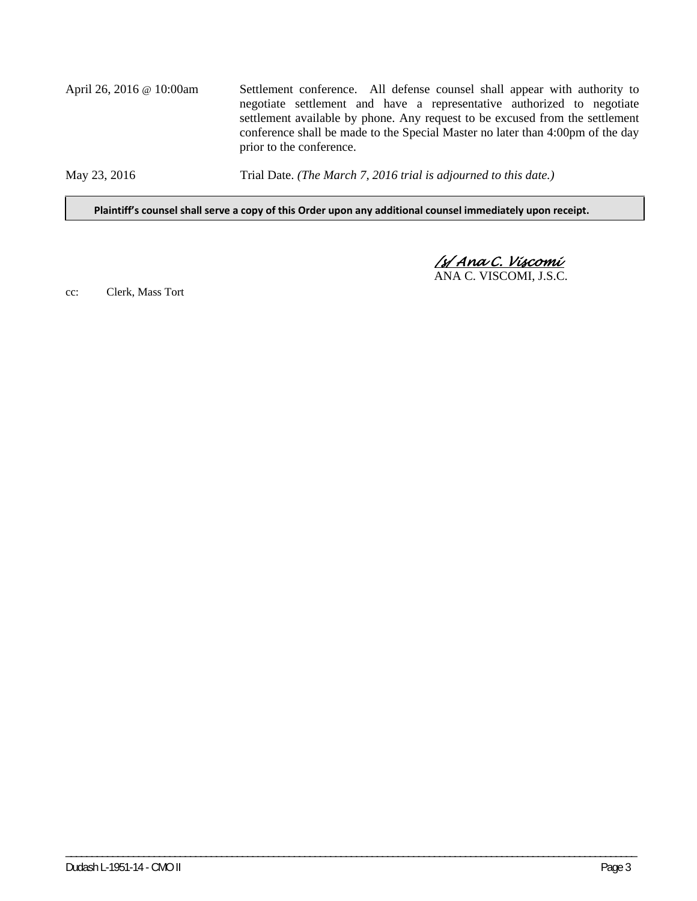| | |
|---|---|
| April 26, 2016 @ 10:00am | Settlement conference. All defense counsel shall appear with authority to negotiate settlement and have a representative authorized to negotiate settlement available by phone. Any request to be excused from the settlement conference shall be made to the Special Master no later than 4:00pm of the day prior to the conference. |
| May 23, 2016 | Trial Date. *(The March 7, 2016 trial is adjourned to this date.)* |

**Plaintiff's counsel shall serve a copy of this Order upon any additional counsel immediately upon receipt.**

*/s/ Ana C. Viscomi*
ANA C. VISCOMI, J.S.C.

cc: Clerk, Mass Tort